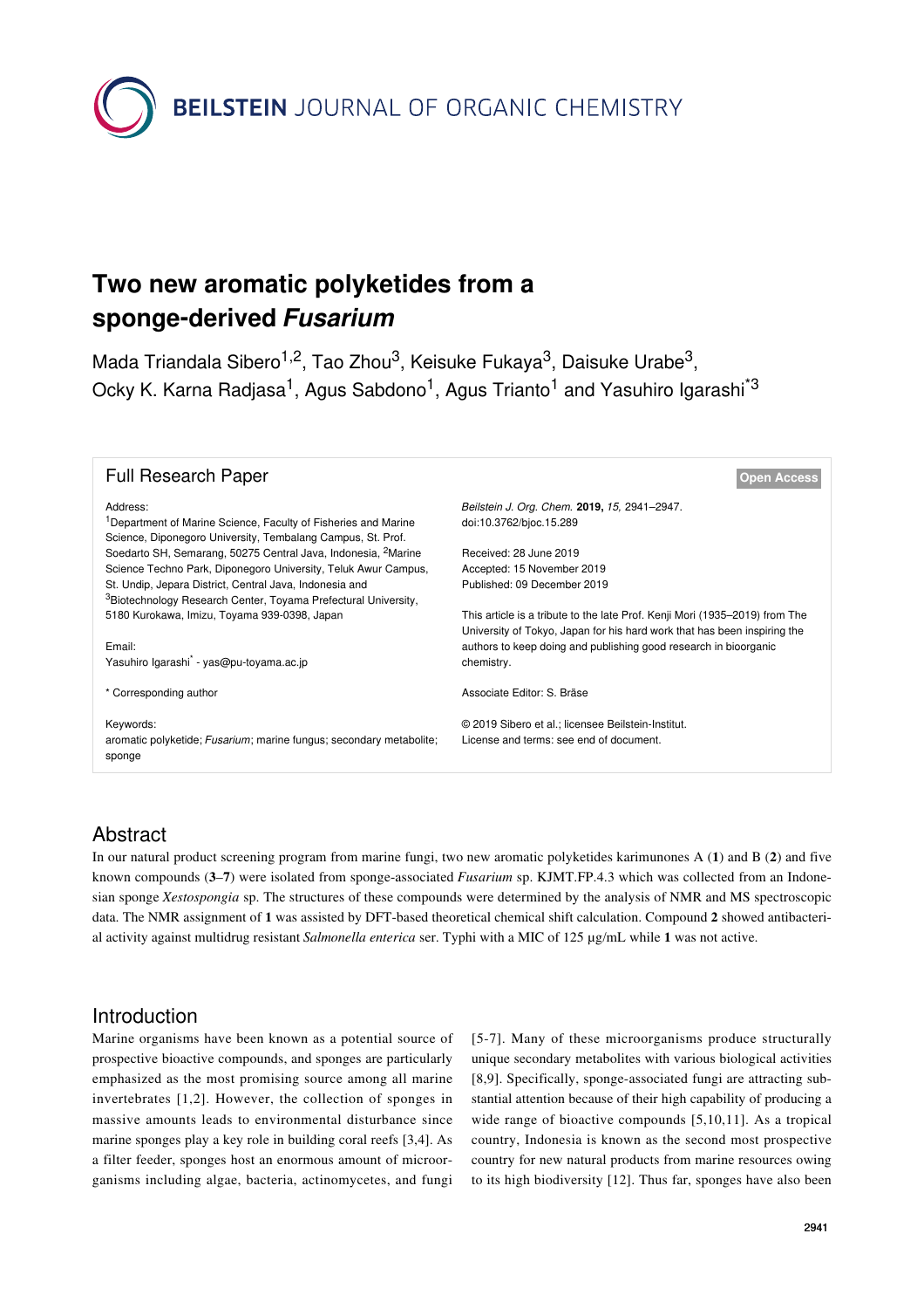# Two new aromatic polyketides from a sponge-derived *Fusarium*

Mada Triandala Sibero[1,2], Tao Zhou[3], Keisuke Fukaya[3], Daisuke Urabe[3], Ocky K. Karna Radjasa[1], Agus Sabdono[1], Agus Trianto[1] and Yasuhiro Igarashi[*3]

**Full Research Paper**

**Open Access**

Address:
[1]Department of Marine Science, Faculty of Fisheries and Marine Science, Diponegoro University, Tembalang Campus, St. Prof. Soedarto SH, Semarang, 50275 Central Java, Indonesia, [2]Marine Science Techno Park, Diponegoro University, Teluk Awur Campus, St. Undip, Jepara District, Central Java, Indonesia and [3]Biotechnology Research Center, Toyama Prefectural University, 5180 Kurokawa, Imizu, Toyama 939-0398, Japan

Email:
Yasuhiro Igarashi[*] - yas@pu-toyama.ac.jp

\* Corresponding author

Keywords:
aromatic polyketide; *Fusarium*; marine fungus; secondary metabolite; sponge

*Beilstein J. Org. Chem.* **2019,** *15,* 2941–2947.
doi:10.3762/bjoc.15.289

Received: 28 June 2019
Accepted: 15 November 2019
Published: 09 December 2019

This article is a tribute to the late Prof. Kenji Mori (1935–2019) from The University of Tokyo, Japan for his hard work that has been inspiring the authors to keep doing and publishing good research in bioorganic chemistry.

Associate Editor: S. Bräse

© 2019 Sibero et al.; licensee Beilstein-Institut.
License and terms: see end of document.

## Abstract

In our natural product screening program from marine fungi, two new aromatic polyketides karimunones A (**1**) and B (**2**) and five known compounds (**3**–**7**) were isolated from sponge-associated *Fusarium* sp. KJMT.FP.4.3 which was collected from an Indonesian sponge *Xestospongia* sp. The structures of these compounds were determined by the analysis of NMR and MS spectroscopic data. The NMR assignment of **1** was assisted by DFT-based theoretical chemical shift calculation. Compound **2** showed antibacterial activity against multidrug resistant *Salmonella enterica* ser. Typhi with a MIC of 125 µg/mL while **1** was not active.

## Introduction

Marine organisms have been known as a potential source of prospective bioactive compounds, and sponges are particularly emphasized as the most promising source among all marine invertebrates [1,2]. However, the collection of sponges in massive amounts leads to environmental disturbance since marine sponges play a key role in building coral reefs [3,4]. As a filter feeder, sponges host an enormous amount of microorganisms including algae, bacteria, actinomycetes, and fungi [5-7]. Many of these microorganisms produce structurally unique secondary metabolites with various biological activities [8,9]. Specifically, sponge-associated fungi are attracting substantial attention because of their high capability of producing a wide range of bioactive compounds [5,10,11]. As a tropical country, Indonesia is known as the second most prospective country for new natural products from marine resources owing to its high biodiversity [12]. Thus far, sponges have also been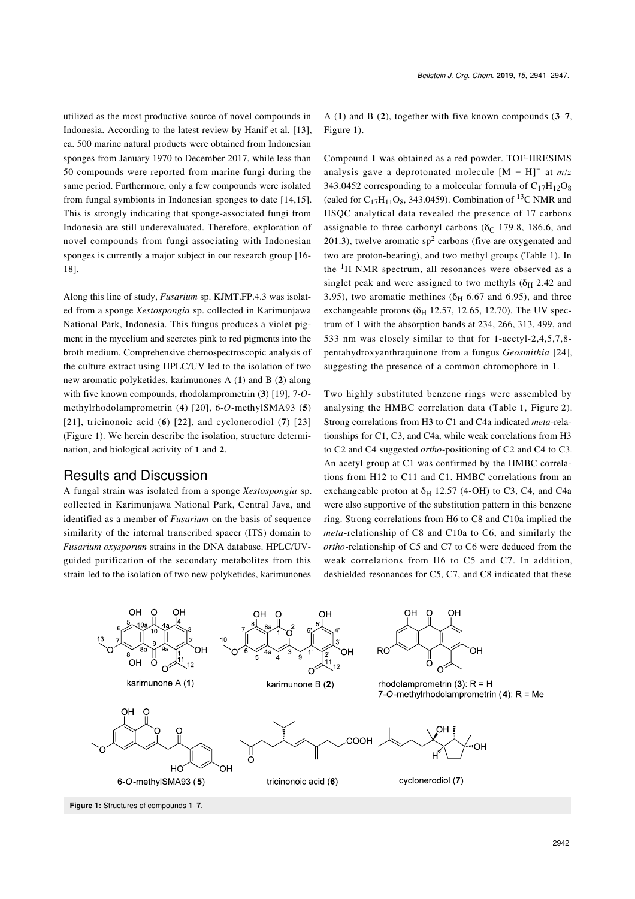utilized as the most productive source of novel compounds in Indonesia. According to the latest review by Hanif et al. [13], ca. 500 marine natural products were obtained from Indonesian sponges from January 1970 to December 2017, while less than 50 compounds were reported from marine fungi during the same period. Furthermore, only a few compounds were isolated from fungal symbionts in Indonesian sponges to date [14,15]. This is strongly indicating that sponge-associated fungi from Indonesia are still underevaluated. Therefore, exploration of novel compounds from fungi associating with Indonesian sponges is currently a major subject in our research group [16-18].

Along this line of study, *Fusarium* sp. KJMT.FP.4.3 was isolated from a sponge *Xestospongia* sp. collected in Karimunjawa National Park, Indonesia. This fungus produces a violet pigment in the mycelium and secretes pink to red pigments into the broth medium. Comprehensive chemospectroscopic analysis of the culture extract using HPLC/UV led to the isolation of two new aromatic polyketides, karimunones A (**1**) and B (**2**) along with five known compounds, rhodolamprometrin (**3**) [19], 7-*O*-methylrhodolamprometrin (**4**) [20], 6-*O*-methylSMA93 (**5**) [21], tricinonoic acid (**6**) [22], and cyclonerodiol (**7**) [23] (Figure 1). We herein describe the isolation, structure determination, and biological activity of **1** and **2**.

## Results and Discussion

A fungal strain was isolated from a sponge *Xestospongia* sp. collected in Karimunjawa National Park, Central Java, and identified as a member of *Fusarium* on the basis of sequence similarity of the internal transcribed spacer (ITS) domain to *Fusarium oxysporum* strains in the DNA database. HPLC/UV-guided purification of the secondary metabolites from this strain led to the isolation of two new polyketides, karimunones A (**1**) and B (**2**), together with five known compounds (**3**–**7**, Figure 1).

Compound **1** was obtained as a red powder. TOF-HRESIMS analysis gave a deprotonated molecule $[M - H]^-$ at $m/z$ 343.0452 corresponding to a molecular formula of $C_{17}H_{12}O_8$ (calcd for $C_{17}H_{11}O_8$, 343.0459). Combination of $^{13}C$ NMR and HSQC analytical data revealed the presence of 17 carbons assignable to three carbonyl carbons ($\delta_C$ 179.8, 186.6, and 201.3), twelve aromatic $sp^2$ carbons (five are oxygenated and two are proton-bearing), and two methyl groups (Table 1). In the $^1H$ NMR spectrum, all resonances were observed as a singlet peak and were assigned to two methyls ($\delta_H$ 2.42 and 3.95), two aromatic methines ($\delta_H$ 6.67 and 6.95), and three exchangeable protons ($\delta_H$ 12.57, 12.65, 12.70). The UV spectrum of **1** with the absorption bands at 234, 266, 313, 499, and 533 nm was closely similar to that for 1-acetyl-2,4,5,7,8-pentahydroxyanthraquinone from a fungus *Geosmithia* [24], suggesting the presence of a common chromophore in **1**.

Two highly substituted benzene rings were assembled by analysing the HMBC correlation data (Table 1, Figure 2). Strong correlations from H3 to C1 and C4a indicated *meta*-relationships for C1, C3, and C4a, while weak correlations from H3 to C2 and C4 suggested *ortho*-positioning of C2 and C4 to C3. An acetyl group at C1 was confirmed by the HMBC correlations from H12 to C11 and C1. HMBC correlations from an exchangeable proton at $\delta_H$ 12.57 (4-OH) to C3, C4, and C4a were also supportive of the substitution pattern in this benzene ring. Strong correlations from H6 to C8 and C10a implied the *meta*-relationship of C8 and C10a to C6, and similarly the *ortho*-relationship of C5 and C7 to C6 were deduced from the weak correlations from H6 to C5 and C7. In addition, deshielded resonances for C5, C7, and C8 indicated that these

**Figure 1:** Structures of compounds **1**–**7**.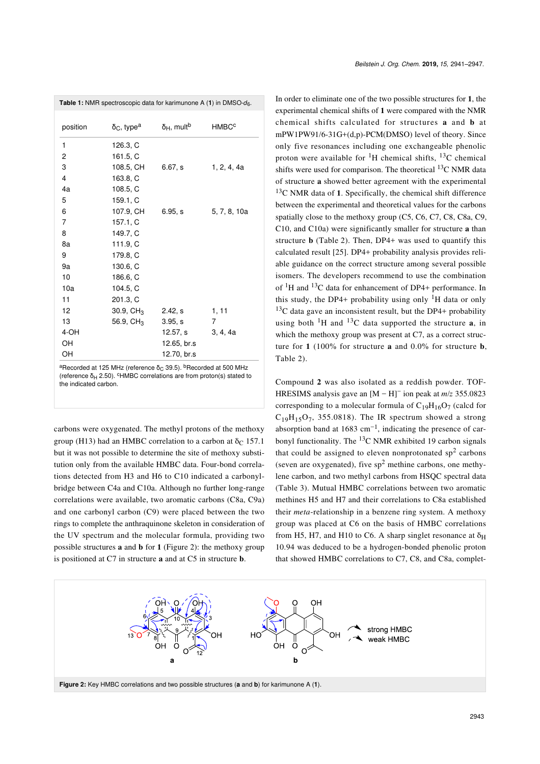**Table 1:** NMR spectroscopic data for karimunone A (**1**) in DMSO-$d_6$.

| position | $\delta_C$, type[a] | $\delta_H$, mult[b] | HMBC[c] |
|---|---|---|---|
| 1 | 126.3, C | | |
| 2 | 161.5, C | | |
| 3 | 108.5, CH | 6.67, s | 1, 2, 4, 4a |
| 4 | 163.8, C | | |
| 4a | 108.5, C | | |
| 5 | 159.1, C | | |
| 6 | 107.9, CH | 6.95, s | 5, 7, 8, 10a |
| 7 | 157.1, C | | |
| 8 | 149.7, C | | |
| 8a | 111.9, C | | |
| 9 | 179.8, C | | |
| 9a | 130.6, C | | |
| 10 | 186.6, C | | |
| 10a | 104.5, C | | |
| 11 | 201.3, C | | |
| 12 | 30.9, $CH_3$ | 2.42, s | 1, 11 |
| 13 | 56.9, $CH_3$ | 3.95, s | 7 |
| 4-OH | | 12.57, s | 3, 4, 4a |
| OH | | 12.65, br.s | |
| OH | | 12.70, br.s | |

[a]Recorded at 125 MHz (reference $\delta_C$ 39.5). [b]Recorded at 500 MHz (reference $\delta_H$ 2.50). [c]HMBC correlations are from proton(s) stated to the indicated carbon.

carbons were oxygenated. The methyl protons of the methoxy group (H13) had an HMBC correlation to a carbon at $\delta_C$ 157.1 but it was not possible to determine the site of methoxy substitution only from the available HMBC data. Four-bond correlations detected from H3 and H6 to C10 indicated a carbonyl-bridge between C4a and C10a. Although no further long-range correlations were available, two aromatic carbons (C8a, C9a) and one carbonyl carbon (C9) were placed between the two rings to complete the anthraquinone skeleton in consideration of the UV spectrum and the molecular formula, providing two possible structures **a** and **b** for **1** (Figure 2): the methoxy group is positioned at C7 in structure **a** and at C5 in structure **b**.

In order to eliminate one of the two possible structures for **1**, the experimental chemical shifts of **1** were compared with the NMR chemical shifts calculated for structures **a** and **b** at mPW1PW91/6-31G+(d,p)-PCM(DMSO) level of theory. Since only five resonances including one exchangeable phenolic proton were available for $^{1}$H chemical shifts, $^{13}$C chemical shifts were used for comparison. The theoretical $^{13}$C NMR data of structure **a** showed better agreement with the experimental $^{13}$C NMR data of **1**. Specifically, the chemical shift difference between the experimental and theoretical values for the carbons spatially close to the methoxy group (C5, C6, C7, C8, C8a, C9, C10, and C10a) were significantly smaller for structure **a** than structure **b** (Table 2). Then, DP4+ was used to quantify this calculated result [25]. DP4+ probability analysis provides reliable guidance on the correct structure among several possible isomers. The developers recommend to use the combination of $^{1}$H and $^{13}$C data for enhancement of DP4+ performance. In this study, the DP4+ probability using only $^{1}$H data or only $^{13}$C data gave an inconsistent result, but the DP4+ probability using both $^{1}$H and $^{13}$C data supported the structure **a**, in which the methoxy group was present at C7, as a correct structure for **1** (100% for structure **a** and 0.0% for structure **b**, Table 2).

Compound **2** was also isolated as a reddish powder. TOF-HRESIMS analysis gave an $[M - H]^-$ ion peak at *m/z* 355.0823 corresponding to a molecular formula of $C_{19}H_{16}O_7$ (calcd for $C_{19}H_{15}O_7$, 355.0818). The IR spectrum showed a strong absorption band at 1683 cm$^{-1}$, indicating the presence of carbonyl functionality. The $^{13}$C NMR exhibited 19 carbon signals that could be assigned to eleven nonprotonated sp$^2$ carbons (seven are oxygenated), five sp$^2$ methine carbons, one methylene carbon, and two methyl carbons from HSQC spectral data (Table 3). Mutual HMBC correlations between two aromatic methines H5 and H7 and their correlations to C8a established their *meta*-relationship in a benzene ring system. A methoxy group was placed at C6 on the basis of HMBC correlations from H5, H7, and H10 to C6. A sharp singlet resonance at $\delta_H$ 10.94 was deduced to be a hydrogen-bonded phenolic proton that showed HMBC correlations to C7, C8, and C8a, complet-

**Figure 2:** Key HMBC correlations and two possible structures (**a** and **b**) for karimunone A (**1**).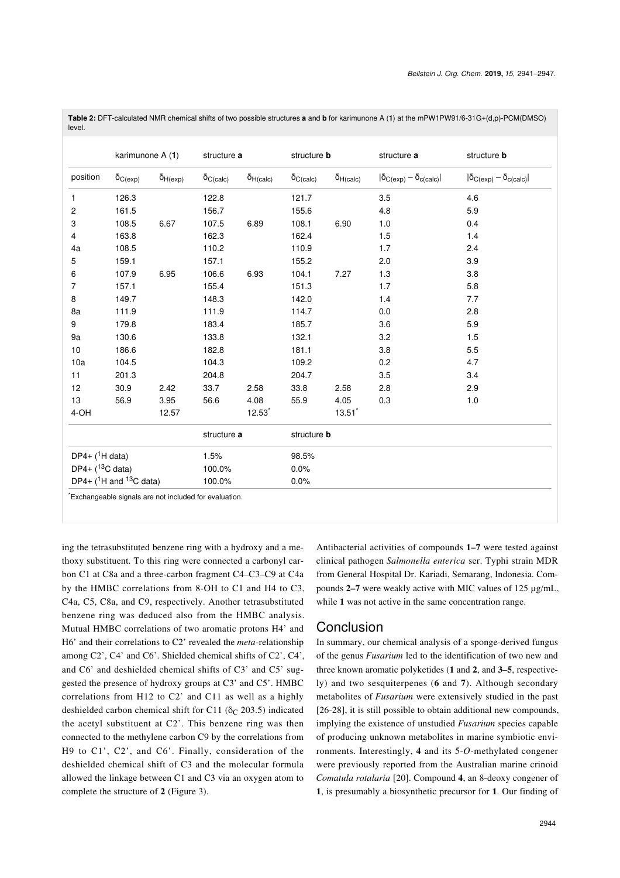**Table 2:** DFT-calculated NMR chemical shifts of two possible structures **a** and **b** for karimunone A (**1**) at the mPW1PW91/6-31G+(d,p)-PCM(DMSO) level.

| | karimunone A (**1**) | | structure **a** | | structure **b** | | structure **a** | structure **b** |
|---|---|---|---|---|---|---|---|---|
| position | $\delta_{C(exp)}$ | $\delta_{H(exp)}$ | $\delta_{C(calc)}$ | $\delta_{H(calc)}$ | $\delta_{C(calc)}$ | $\delta_{H(calc)}$ | $\lvert\delta_{C(exp)} - \delta_{c(calc)}\rvert$ | $\lvert\delta_{C(exp)} - \delta_{c(calc)}\rvert$ |
| 1 | 126.3 | | 122.8 | | 121.7 | | 3.5 | 4.6 |
| 2 | 161.5 | | 156.7 | | 155.6 | | 4.8 | 5.9 |
| 3 | 108.5 | 6.67 | 107.5 | 6.89 | 108.1 | 6.90 | 1.0 | 0.4 |
| 4 | 163.8 | | 162.3 | | 162.4 | | 1.5 | 1.4 |
| 4a | 108.5 | | 110.2 | | 110.9 | | 1.7 | 2.4 |
| 5 | 159.1 | | 157.1 | | 155.2 | | 2.0 | 3.9 |
| 6 | 107.9 | 6.95 | 106.6 | 6.93 | 104.1 | 7.27 | 1.3 | 3.8 |
| 7 | 157.1 | | 155.4 | | 151.3 | | 1.7 | 5.8 |
| 8 | 149.7 | | 148.3 | | 142.0 | | 1.4 | 7.7 |
| 8a | 111.9 | | 111.9 | | 114.7 | | 0.0 | 2.8 |
| 9 | 179.8 | | 183.4 | | 185.7 | | 3.6 | 5.9 |
| 9a | 130.6 | | 133.8 | | 132.1 | | 3.2 | 1.5 |
| 10 | 186.6 | | 182.8 | | 181.1 | | 3.8 | 5.5 |
| 10a | 104.5 | | 104.3 | | 109.2 | | 0.2 | 4.7 |
| 11 | 201.3 | | 204.8 | | 204.7 | | 3.5 | 3.4 |
| 12 | 30.9 | 2.42 | 33.7 | 2.58 | 33.8 | 2.58 | 2.8 | 2.9 |
| 13 | 56.9 | 3.95 | 56.6 | 4.08 | 55.9 | 4.05 | 0.3 | 1.0 |
| 4-OH | | 12.57 | | 12.53* | | 13.51* | | |
| | | | structure **a** | | structure **b** | | | |
| DP4+ ($^{1}$H data) | | | 1.5% | | 98.5% | | | |
| DP4+ ($^{13}$C data) | | | 100.0% | | 0.0% | | | |
| DP4+ ($^{1}$H and $^{13}$C data) | | | 100.0% | | 0.0% | | | |

*Exchangeable signals are not included for evaluation.

ing the tetrasubstituted benzene ring with a hydroxy and a methoxy substituent. To this ring were connected a carbonyl carbon C1 at C8a and a three-carbon fragment C4–C3–C9 at C4a by the HMBC correlations from 8-OH to C1 and H4 to C3, C4a, C5, C8a, and C9, respectively. Another tetrasubstituted benzene ring was deduced also from the HMBC analysis. Mutual HMBC correlations of two aromatic protons H4' and H6' and their correlations to C2' revealed the *meta*-relationship among C2', C4' and C6'. Shielded chemical shifts of C2', C4', and C6' and deshielded chemical shifts of C3' and C5' suggested the presence of hydroxy groups at C3' and C5'. HMBC correlations from H12 to C2' and C11 as well as a highly deshielded carbon chemical shift for C11 ($\delta_C$ 203.5) indicated the acetyl substituent at C2'. This benzene ring was then connected to the methylene carbon C9 by the correlations from H9 to C1', C2', and C6'. Finally, consideration of the deshielded chemical shift of C3 and the molecular formula allowed the linkage between C1 and C3 via an oxygen atom to complete the structure of **2** (Figure 3).

Antibacterial activities of compounds **1–7** were tested against clinical pathogen *Salmonella enterica* ser. Typhi strain MDR from General Hospital Dr. Kariadi, Semarang, Indonesia. Compounds **2–7** were weakly active with MIC values of 125 µg/mL, while **1** was not active in the same concentration range.

## Conclusion

In summary, our chemical analysis of a sponge-derived fungus of the genus *Fusarium* led to the identification of two new and three known aromatic polyketides (**1** and **2**, and **3–5**, respectively) and two sesquiterpenes (**6** and **7**). Although secondary metabolites of *Fusarium* were extensively studied in the past [26-28], it is still possible to obtain additional new compounds, implying the existence of unstudied *Fusarium* species capable of producing unknown metabolites in marine symbiotic environments. Interestingly, **4** and its 5-*O*-methylated congener were previously reported from the Australian marine crinoid *Comatula rotalaria* [20]. Compound **4**, an 8-deoxy congener of **1**, is presumably a biosynthetic precursor for **1**. Our finding of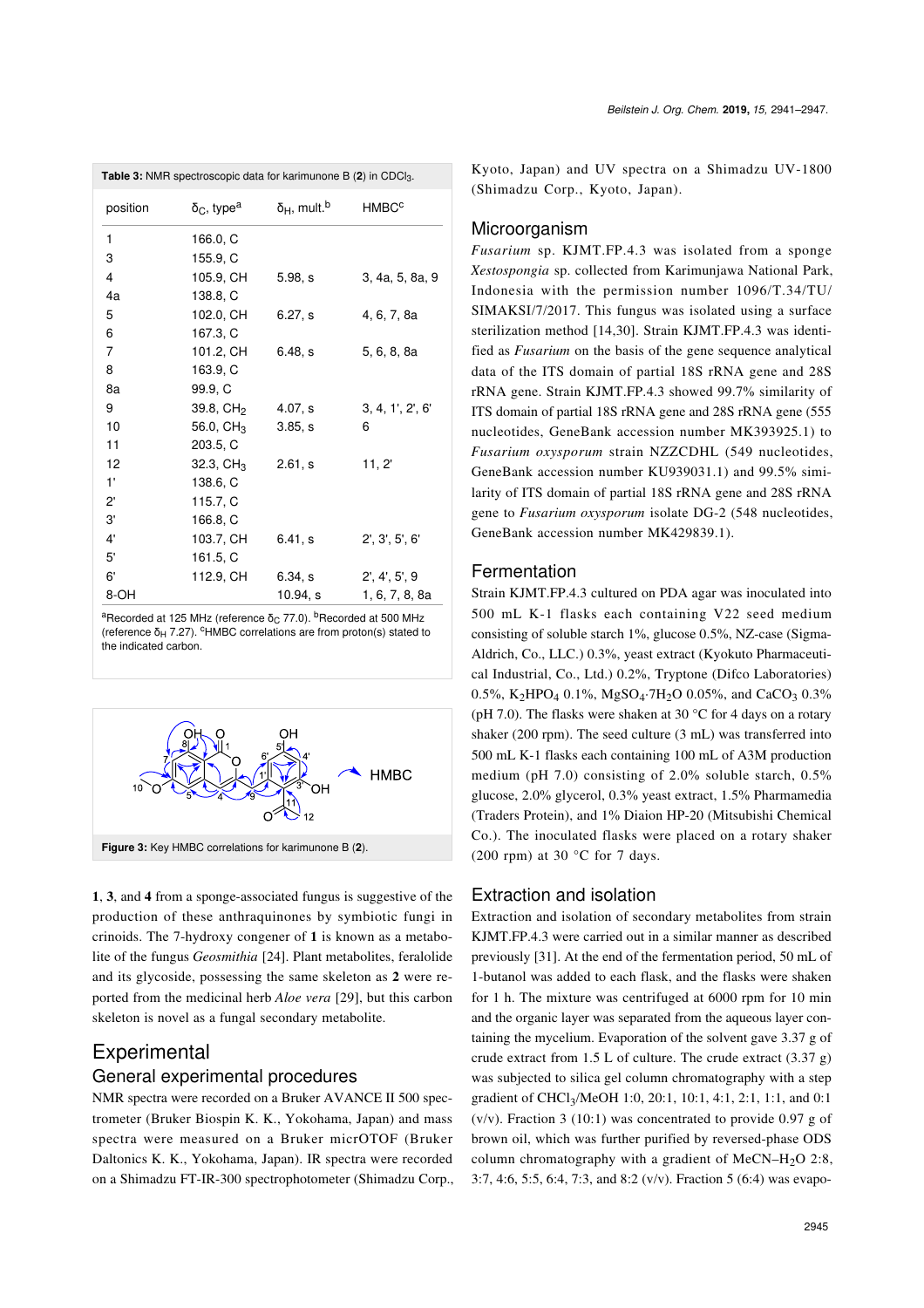**Table 3:** NMR spectroscopic data for karimunone B (**2**) in $CDCl_3$.

| position | $\delta_C$, type[a] | $\delta_H$, mult.[b] | HMBC[c] |
|---|---|---|---|
| 1 | 166.0, C | | |
| 3 | 155.9, C | | |
| 4 | 105.9, CH | 5.98, s | 3, 4a, 5, 8a, 9 |
| 4a | 138.8, C | | |
| 5 | 102.0, CH | 6.27, s | 4, 6, 7, 8a |
| 6 | 167.3, C | | |
| 7 | 101.2, CH | 6.48, s | 5, 6, 8, 8a |
| 8 | 163.9, C | | |
| 8a | 99.9, C | | |
| 9 | 39.8, $CH_2$ | 4.07, s | 3, 4, 1', 2', 6' |
| 10 | 56.0, $CH_3$ | 3.85, s | 6 |
| 11 | 203.5, C | | |
| 12 | 32.3, $CH_3$ | 2.61, s | 11, 2' |
| 1' | 138.6, C | | |
| 2' | 115.7, C | | |
| 3' | 166.8, C | | |
| 4' | 103.7, CH | 6.41, s | 2', 3', 5', 6' |
| 5' | 161.5, C | | |
| 6' | 112.9, CH | 6.34, s | 2', 4', 5', 9 |
| 8-OH | | 10.94, s | 1, 6, 7, 8, 8a |

[a]Recorded at 125 MHz (reference $\delta_C$ 77.0). [b]Recorded at 500 MHz (reference $\delta_H$ 7.27). [c]HMBC correlations are from proton(s) stated to the indicated carbon.

**Figure 3:** Key HMBC correlations for karimunone B (**2**).

**1**, **3**, and **4** from a sponge-associated fungus is suggestive of the production of these anthraquinones by symbiotic fungi in crinoids. The 7-hydroxy congener of **1** is known as a metabolite of the fungus *Geosmithia* [24]. Plant metabolites, feralolide and its glycoside, possessing the same skeleton as **2** were reported from the medicinal herb *Aloe vera* [29], but this carbon skeleton is novel as a fungal secondary metabolite.

# Experimental

## General experimental procedures

NMR spectra were recorded on a Bruker AVANCE II 500 spectrometer (Bruker Biospin K. K., Yokohama, Japan) and mass spectra were measured on a Bruker micrOTOF (Bruker Daltonics K. K., Yokohama, Japan). IR spectra were recorded on a Shimadzu FT-IR-300 spectrophotometer (Shimadzu Corp., Kyoto, Japan) and UV spectra on a Shimadzu UV-1800 (Shimadzu Corp., Kyoto, Japan).

## Microorganism

*Fusarium* sp. KJMT.FP.4.3 was isolated from a sponge *Xestospongia* sp. collected from Karimunjawa National Park, Indonesia with the permission number 1096/T.34/TU/SIMAKSI/7/2017. This fungus was isolated using a surface sterilization method [14,30]. Strain KJMT.FP.4.3 was identified as *Fusarium* on the basis of the gene sequence analytical data of the ITS domain of partial 18S rRNA gene and 28S rRNA gene. Strain KJMT.FP.4.3 showed 99.7% similarity of ITS domain of partial 18S rRNA gene and 28S rRNA gene (555 nucleotides, GeneBank accession number MK393925.1) to *Fusarium oxysporum* strain NZZCDHL (549 nucleotides, GeneBank accession number KU939031.1) and 99.5% similarity of ITS domain of partial 18S rRNA gene and 28S rRNA gene to *Fusarium oxysporum* isolate DG-2 (548 nucleotides, GeneBank accession number MK429839.1).

## Fermentation

Strain KJMT.FP.4.3 cultured on PDA agar was inoculated into 500 mL K-1 flasks each containing V22 seed medium consisting of soluble starch 1%, glucose 0.5%, NZ-case (Sigma-Aldrich, Co., LLC.) 0.3%, yeast extract (Kyokuto Pharmaceutical Industrial, Co., Ltd.) 0.2%, Tryptone (Difco Laboratories) 0.5%, $K_2HPO_4$ 0.1%, $MgSO_4 \cdot 7H_2O$ 0.05%, and $CaCO_3$ 0.3% (pH 7.0). The flasks were shaken at 30 °C for 4 days on a rotary shaker (200 rpm). The seed culture (3 mL) was transferred into 500 mL K-1 flasks each containing 100 mL of A3M production medium (pH 7.0) consisting of 2.0% soluble starch, 0.5% glucose, 2.0% glycerol, 0.3% yeast extract, 1.5% Pharmamedia (Traders Protein), and 1% Diaion HP-20 (Mitsubishi Chemical Co.). The inoculated flasks were placed on a rotary shaker (200 rpm) at 30 °C for 7 days.

## Extraction and isolation

Extraction and isolation of secondary metabolites from strain KJMT.FP.4.3 were carried out in a similar manner as described previously [31]. At the end of the fermentation period, 50 mL of 1-butanol was added to each flask, and the flasks were shaken for 1 h. The mixture was centrifuged at 6000 rpm for 10 min and the organic layer was separated from the aqueous layer containing the mycelium. Evaporation of the solvent gave 3.37 g of crude extract from 1.5 L of culture. The crude extract (3.37 g) was subjected to silica gel column chromatography with a step gradient of $CHCl_3$/MeOH 1:0, 20:1, 10:1, 4:1, 2:1, 1:1, and 0:1 (v/v). Fraction 3 (10:1) was concentrated to provide 0.97 g of brown oil, which was further purified by reversed-phase ODS column chromatography with a gradient of MeCN–$H_2O$ 2:8, 3:7, 4:6, 5:5, 6:4, 7:3, and 8:2 (v/v). Fraction 5 (6:4) was evapo-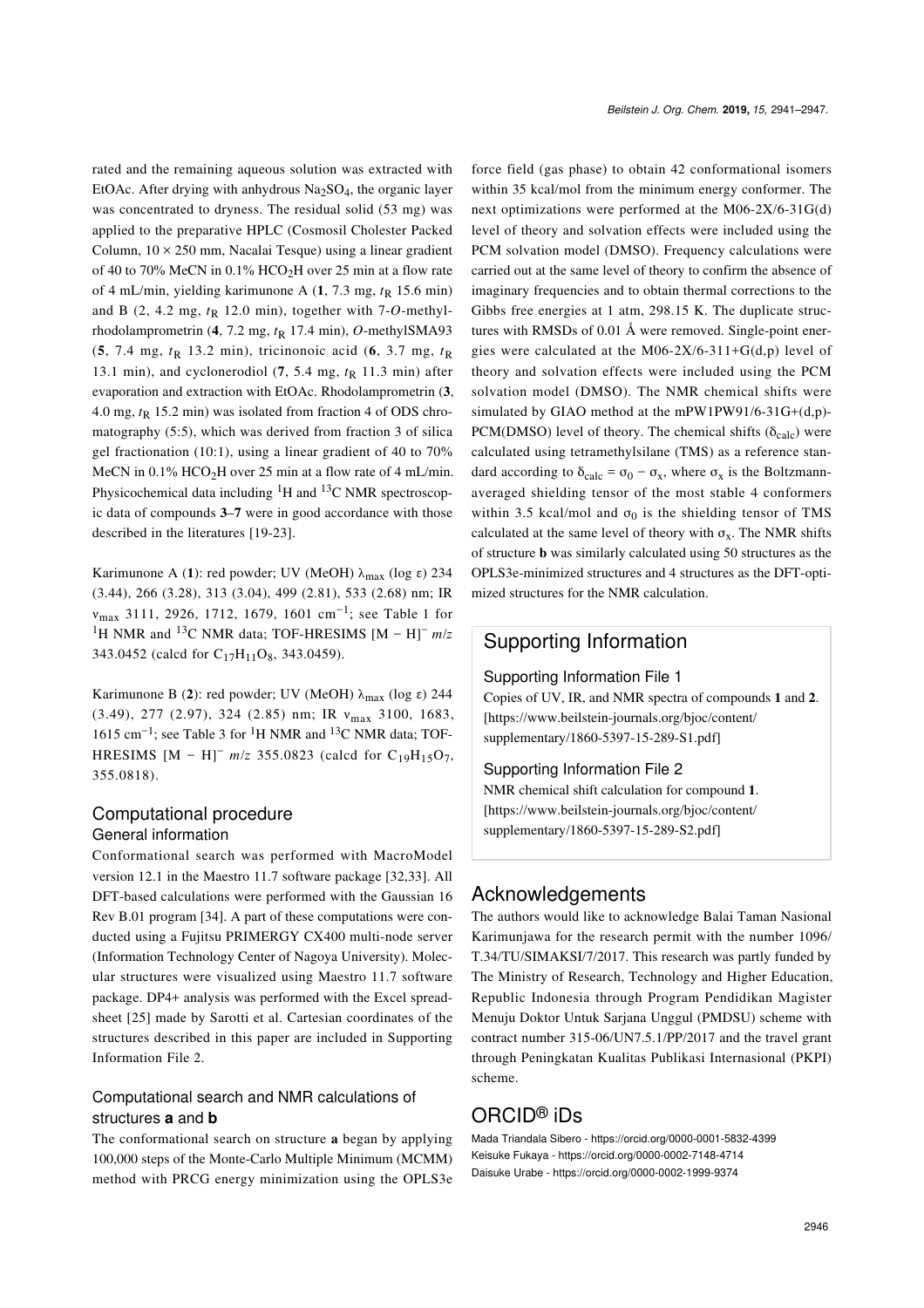rated and the remaining aqueous solution was extracted with EtOAc. After drying with anhydrous $Na_2SO_4$, the organic layer was concentrated to dryness. The residual solid (53 mg) was applied to the preparative HPLC (Cosmosil Cholester Packed Column, 10 × 250 mm, Nacalai Tesque) using a linear gradient of 40 to 70% MeCN in 0.1% $HCO_2H$ over 25 min at a flow rate of 4 mL/min, yielding karimunone A (**1**, 7.3 mg, $t_R$ 15.6 min) and B (**2**, 4.2 mg, $t_R$ 12.0 min), together with 7-*O*-methylrhodolamprometrin (**4**, 7.2 mg, $t_R$ 17.4 min), *O*-methylSMA93 (**5**, 7.4 mg, $t_R$ 13.2 min), tricinonoic acid (**6**, 3.7 mg, $t_R$ 13.1 min), and cyclonerodiol (**7**, 5.4 mg, $t_R$ 11.3 min) after evaporation and extraction with EtOAc. Rhodolamprometrin (**3**, 4.0 mg, $t_R$ 15.2 min) was isolated from fraction 4 of ODS chromatography (5:5), which was derived from fraction 3 of silica gel fractionation (10:1), using a linear gradient of 40 to 70% MeCN in 0.1% $HCO_2H$ over 25 min at a flow rate of 4 mL/min. Physicochemical data including $^1$H and $^{13}$C NMR spectroscopic data of compounds **3**–**7** were in good accordance with those described in the literatures [19-23].

Karimunone A (**1**): red powder; UV (MeOH) $\lambda_{max}$ (log ε) 234 (3.44), 266 (3.28), 313 (3.04), 499 (2.81), 533 (2.68) nm; IR $\nu_{max}$ 3111, 2926, 1712, 1679, 1601 cm$^{-1}$; see Table 1 for $^1$H NMR and $^{13}$C NMR data; TOF-HRESIMS [M − H]$^-$ *m/z* 343.0452 (calcd for $C_{17}H_{11}O_8$, 343.0459).

Karimunone B (**2**): red powder; UV (MeOH) $\lambda_{max}$ (log ε) 244 (3.49), 277 (2.97), 324 (2.85) nm; IR $\nu_{max}$ 3100, 1683, 1615 cm$^{-1}$; see Table 3 for $^1$H NMR and $^{13}$C NMR data; TOF-HRESIMS [M − H]$^-$ *m/z* 355.0823 (calcd for $C_{19}H_{15}O_7$, 355.0818).

## Computational procedure

### General information

Conformational search was performed with MacroModel version 12.1 in the Maestro 11.7 software package [32,33]. All DFT-based calculations were performed with the Gaussian 16 Rev B.01 program [34]. A part of these computations were conducted using a Fujitsu PRIMERGY CX400 multi-node server (Information Technology Center of Nagoya University). Molecular structures were visualized using Maestro 11.7 software package. DP4+ analysis was performed with the Excel spreadsheet [25] made by Sarotti et al. Cartesian coordinates of the structures described in this paper are included in Supporting Information File 2.

### Computational search and NMR calculations of structures **a** and **b**

The conformational search on structure **a** began by applying 100,000 steps of the Monte-Carlo Multiple Minimum (MCMM) method with PRCG energy minimization using the OPLS3e force field (gas phase) to obtain 42 conformational isomers within 35 kcal/mol from the minimum energy conformer. The next optimizations were performed at the M06-2X/6-31G(d) level of theory and solvation effects were included using the PCM solvation model (DMSO). Frequency calculations were carried out at the same level of theory to confirm the absence of imaginary frequencies and to obtain thermal corrections to the Gibbs free energies at 1 atm, 298.15 K. The duplicate structures with RMSDs of 0.01 Å were removed. Single-point energies were calculated at the M06-2X/6-311+G(d,p) level of theory and solvation effects were included using the PCM solvation model (DMSO). The NMR chemical shifts were simulated by GIAO method at the mPW1PW91/6-31G+(d,p)-PCM(DMSO) level of theory. The chemical shifts ($\delta_{calc}$) were calculated using tetramethylsilane (TMS) as a reference standard according to $\delta_{calc} = \sigma_0 - \sigma_x$, where $\sigma_x$ is the Boltzmann-averaged shielding tensor of the most stable 4 conformers within 3.5 kcal/mol and $\sigma_0$ is the shielding tensor of TMS calculated at the same level of theory with $\sigma_x$. The NMR shifts of structure **b** was similarly calculated using 50 structures as the OPLS3e-minimized structures and 4 structures as the DFT-optimized structures for the NMR calculation.

## Supporting Information

Supporting Information File 1
Copies of UV, IR, and NMR spectra of compounds **1** and **2**.
[https://www.beilstein-journals.org/bjoc/content/supplementary/1860-5397-15-289-S1.pdf]

Supporting Information File 2
NMR chemical shift calculation for compound **1**.
[https://www.beilstein-journals.org/bjoc/content/supplementary/1860-5397-15-289-S2.pdf]

## Acknowledgements

The authors would like to acknowledge Balai Taman Nasional Karimunjawa for the research permit with the number 1096/T.34/TU/SIMAKSI/7/2017. This research was partly funded by The Ministry of Research, Technology and Higher Education, Republic Indonesia through Program Pendidikan Magister Menuju Doktor Untuk Sarjana Unggul (PMDSU) scheme with contract number 315-06/UN7.5.1/PP/2017 and the travel grant through Peningkatan Kualitas Publikasi Internasional (PKPI) scheme.

## ORCID® iDs

Mada Triandala Sibero - https://orcid.org/0000-0001-5832-4399
Keisuke Fukaya - https://orcid.org/0000-0002-7148-4714
Daisuke Urabe - https://orcid.org/0000-0002-1999-9374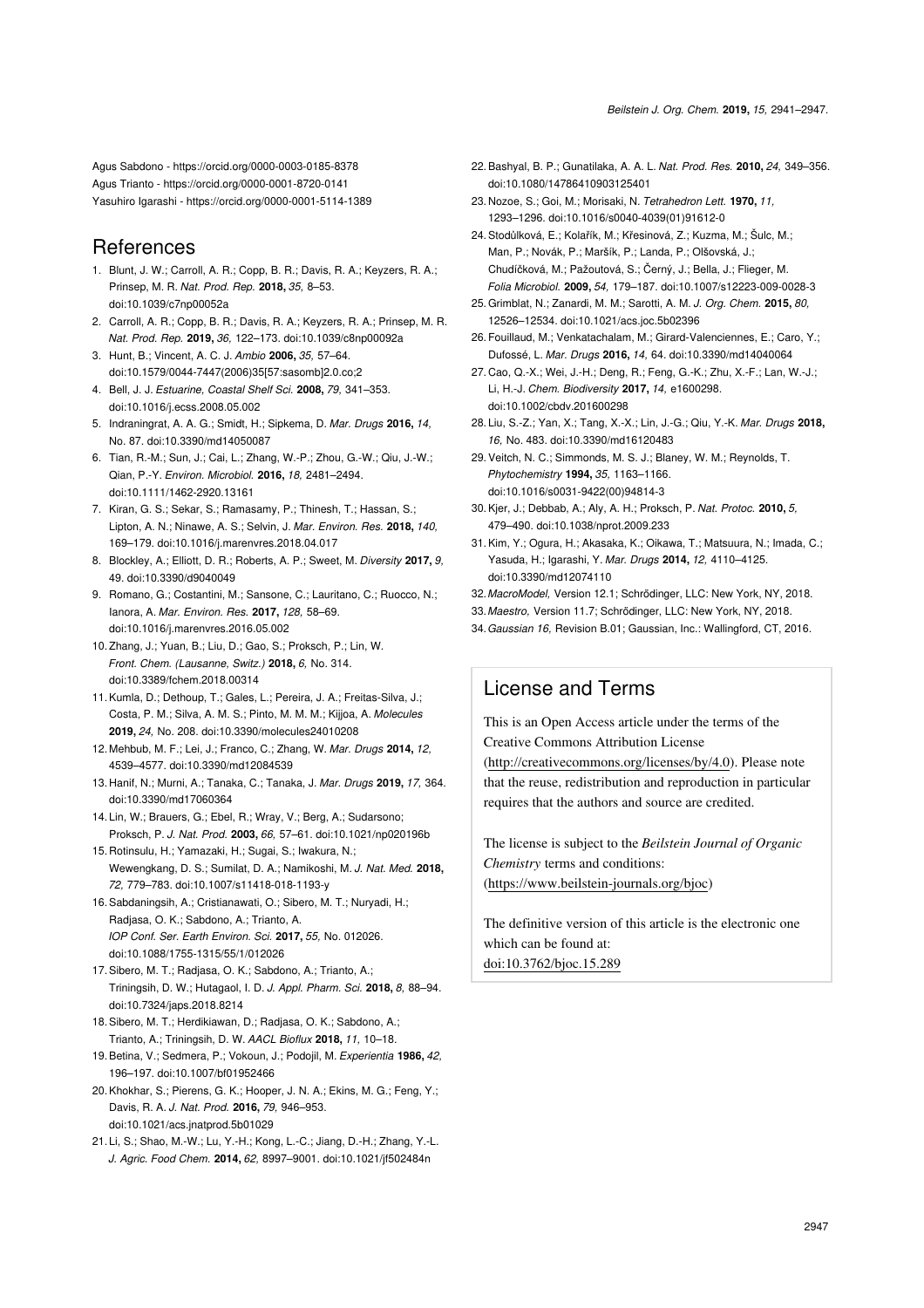Agus Sabdono - https://orcid.org/0000-0003-0185-8378
Agus Trianto - https://orcid.org/0000-0001-8720-0141
Yasuhiro Igarashi - https://orcid.org/0000-0001-5114-1389

## References

1. Blunt, J. W.; Carroll, A. R.; Copp, B. R.; Davis, R. A.; Keyzers, R. A.; Prinsep, M. R. *Nat. Prod. Rep.* **2018,** *35,* 8–53. doi:10.1039/c7np00052a
2. Carroll, A. R.; Copp, B. R.; Davis, R. A.; Keyzers, R. A.; Prinsep, M. R. *Nat. Prod. Rep.* **2019,** *36,* 122–173. doi:10.1039/c8np00092a
3. Hunt, B.; Vincent, A. C. J. *Ambio* **2006,** *35,* 57–64. doi:10.1579/0044-7447(2006)35[57:sasomb]2.0.co;2
4. Bell, J. J. *Estuarine, Coastal Shelf Sci.* **2008,** *79,* 341–353. doi:10.1016/j.ecss.2008.05.002
5. Indraningrat, A. A. G.; Smidt, H.; Sipkema, D. *Mar. Drugs* **2016,** *14,* No. 87. doi:10.3390/md14050087
6. Tian, R.-M.; Sun, J.; Cai, L.; Zhang, W.-P.; Zhou, G.-W.; Qiu, J.-W.; Qian, P.-Y. *Environ. Microbiol.* **2016,** *18,* 2481–2494. doi:10.1111/1462-2920.13161
7. Kiran, G. S.; Sekar, S.; Ramasamy, P.; Thinesh, T.; Hassan, S.; Lipton, A. N.; Ninawe, A. S.; Selvin, J. *Mar. Environ. Res.* **2018,** *140,* 169–179. doi:10.1016/j.marenvres.2018.04.017
8. Blockley, A.; Elliott, D. R.; Roberts, A. P.; Sweet, M. *Diversity* **2017,** *9,* 49. doi:10.3390/d9040049
9. Romano, G.; Costantini, M.; Sansone, C.; Lauritano, C.; Ruocco, N.; Ianora, A. *Mar. Environ. Res.* **2017,** *128,* 58–69. doi:10.1016/j.marenvres.2016.05.002
10. Zhang, J.; Yuan, B.; Liu, D.; Gao, S.; Proksch, P.; Lin, W. *Front. Chem. (Lausanne, Switz.)* **2018,** *6,* No. 314. doi:10.3389/fchem.2018.00314
11. Kumla, D.; Dethoup, T.; Gales, L.; Pereira, J. A.; Freitas-Silva, J.; Costa, P. M.; Silva, A. M. S.; Pinto, M. M. M.; Kijjoa, A. *Molecules* **2019,** *24,* No. 208. doi:10.3390/molecules24010208
12. Mehbub, M. F.; Lei, J.; Franco, C.; Zhang, W. *Mar. Drugs* **2014,** *12,* 4539–4577. doi:10.3390/md12084539
13. Hanif, N.; Murni, A.; Tanaka, C.; Tanaka, J. *Mar. Drugs* **2019,** *17,* 364. doi:10.3390/md17060364
14. Lin, W.; Brauers, G.; Ebel, R.; Wray, V.; Berg, A.; Sudarsono; Proksch, P. *J. Nat. Prod.* **2003,** *66,* 57–61. doi:10.1021/np020196b
15. Rotinsulu, H.; Yamazaki, H.; Sugai, S.; Iwakura, N.; Wewengkang, D. S.; Sumilat, D. A.; Namikoshi, M. *J. Nat. Med.* **2018,** *72,* 779–783. doi:10.1007/s11418-018-1193-y
16. Sabdaningsih, A.; Cristianawati, O.; Sibero, M. T.; Nuryadi, H.; Radjasa, O. K.; Sabdono, A.; Trianto, A. *IOP Conf. Ser. Earth Environ. Sci.* **2017,** *55,* No. 012026. doi:10.1088/1755-1315/55/1/012026
17. Sibero, M. T.; Radjasa, O. K.; Sabdono, A.; Trianto, A.; Triningsih, D. W.; Hutagaol, I. D. *J. Appl. Pharm. Sci.* **2018,** *8,* 88–94. doi:10.7324/japs.2018.8214
18. Sibero, M. T.; Herdikiawan, D.; Radjasa, O. K.; Sabdono, A.; Trianto, A.; Triningsih, D. W. *AACL Bioflux* **2018,** *11,* 10–18.
19. Betina, V.; Sedmera, P.; Vokoun, J.; Podojil, M. *Experientia* **1986,** *42,* 196–197. doi:10.1007/bf01952466
20. Khokhar, S.; Pierens, G. K.; Hooper, J. N. A.; Ekins, M. G.; Feng, Y.; Davis, R. A. *J. Nat. Prod.* **2016,** *79,* 946–953. doi:10.1021/acs.jnatprod.5b01029
21. Li, S.; Shao, M.-W.; Lu, Y.-H.; Kong, L.-C.; Jiang, D.-H.; Zhang, Y.-L. *J. Agric. Food Chem.* **2014,** *62,* 8997–9001. doi:10.1021/jf502484n
22. Bashyal, B. P.; Gunatilaka, A. A. L. *Nat. Prod. Res.* **2010,** *24,* 349–356. doi:10.1080/14786410903125401
23. Nozoe, S.; Goi, M.; Morisaki, N. *Tetrahedron Lett.* **1970,** *11,* 1293–1296. doi:10.1016/s0040-4039(01)91612-0
24. Stodůlková, E.; Kolařík, M.; Křesinová, Z.; Kuzma, M.; Šulc, M.; Man, P.; Novák, P.; Maršík, P.; Landa, P.; Olšovská, J.; Chudíčková, M.; Pažoutová, S.; Černý, J.; Bella, J.; Flieger, M. *Folia Microbiol.* **2009,** *54,* 179–187. doi:10.1007/s12223-009-0028-3
25. Grimblat, N.; Zanardi, M. M.; Sarotti, A. M. *J. Org. Chem.* **2015,** *80,* 12526–12534. doi:10.1021/acs.joc.5b02396
26. Fouillaud, M.; Venkatachalam, M.; Girard-Valenciennes, E.; Caro, Y.; Dufossé, L. *Mar. Drugs* **2016,** *14,* 64. doi:10.3390/md14040064
27. Cao, Q.-X.; Wei, J.-H.; Deng, R.; Feng, G.-K.; Zhu, X.-F.; Lan, W.-J.; Li, H.-J. *Chem. Biodiversity* **2017,** *14,* e1600298. doi:10.1002/cbdv.201600298
28. Liu, S.-Z.; Yan, X.; Tang, X.-X.; Lin, J.-G.; Qiu, Y.-K. *Mar. Drugs* **2018,** *16,* No. 483. doi:10.3390/md16120483
29. Veitch, N. C.; Simmonds, M. S. J.; Blaney, W. M.; Reynolds, T. *Phytochemistry* **1994,** *35,* 1163–1166. doi:10.1016/s0031-9422(00)94814-3
30. Kjer, J.; Debbab, A.; Aly, A. H.; Proksch, P. *Nat. Protoc.* **2010,** *5,* 479–490. doi:10.1038/nprot.2009.233
31. Kim, Y.; Ogura, H.; Akasaka, K.; Oikawa, T.; Matsuura, N.; Imada, C.; Yasuda, H.; Igarashi, Y. *Mar. Drugs* **2014,** *12,* 4110–4125. doi:10.3390/md12074110
32. *MacroModel,* Version 12.1; Schrődinger, LLC: New York, NY, 2018.
33. *Maestro,* Version 11.7; Schrődinger, LLC: New York, NY, 2018.
34. *Gaussian 16,* Revision B.01; Gaussian, Inc.: Wallingford, CT, 2016.

## License and Terms

This is an Open Access article under the terms of the Creative Commons Attribution License (http://creativecommons.org/licenses/by/4.0). Please note that the reuse, redistribution and reproduction in particular requires that the authors and source are credited.

The license is subject to the *Beilstein Journal of Organic Chemistry* terms and conditions: (https://www.beilstein-journals.org/bjoc)

The definitive version of this article is the electronic one which can be found at: doi:10.3762/bjoc.15.289